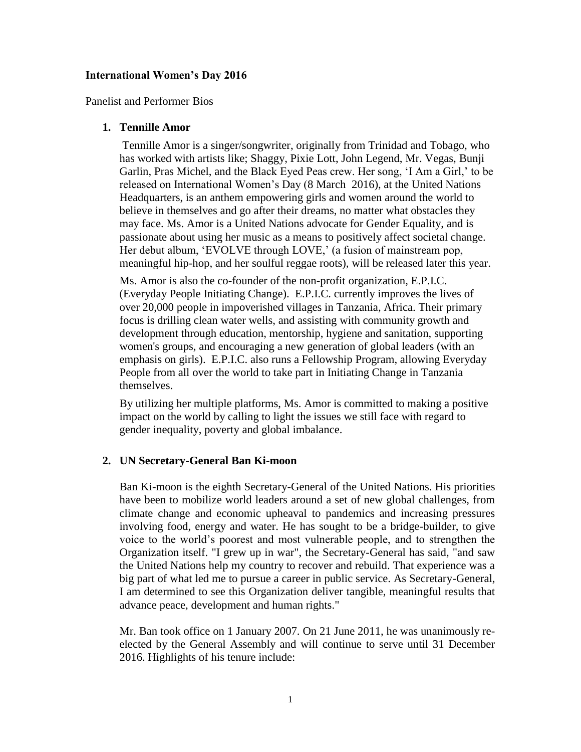**International Women's Day 2016**

Panelist and Performer Bios

1. **Tennille Amor**

   Tennille Amor is a singer/songwriter, originally from Trinidad and Tobago, who has worked with artists like; Shaggy, Pixie Lott, John Legend, Mr. Vegas, Bunji Garlin, Pras Michel, and the Black Eyed Peas crew. Her song, 'I Am a Girl,' to be released on International Women's Day (8 March 2016), at the United Nations Headquarters, is an anthem empowering girls and women around the world to believe in themselves and go after their dreams, no matter what obstacles they may face. Ms. Amor is a United Nations advocate for Gender Equality, and is passionate about using her music as a means to positively affect societal change. Her debut album, 'EVOLVE through LOVE,' (a fusion of mainstream pop, meaningful hip-hop, and her soulful reggae roots), will be released later this year.

   Ms. Amor is also the co-founder of the non-profit organization, E.P.I.C. (Everyday People Initiating Change). E.P.I.C. currently improves the lives of over 20,000 people in impoverished villages in Tanzania, Africa. Their primary focus is drilling clean water wells, and assisting with community growth and development through education, mentorship, hygiene and sanitation, supporting women's groups, and encouraging a new generation of global leaders (with an emphasis on girls). E.P.I.C. also runs a Fellowship Program, allowing Everyday People from all over the world to take part in Initiating Change in Tanzania themselves.

   By utilizing her multiple platforms, Ms. Amor is committed to making a positive impact on the world by calling to light the issues we still face with regard to gender inequality, poverty and global imbalance.

2. **UN Secretary-General Ban Ki-moon**

   Ban Ki-moon is the eighth Secretary-General of the United Nations. His priorities have been to mobilize world leaders around a set of new global challenges, from climate change and economic upheaval to pandemics and increasing pressures involving food, energy and water. He has sought to be a bridge-builder, to give voice to the world's poorest and most vulnerable people, and to strengthen the Organization itself. "I grew up in war", the Secretary-General has said, "and saw the United Nations help my country to recover and rebuild. That experience was a big part of what led me to pursue a career in public service. As Secretary-General, I am determined to see this Organization deliver tangible, meaningful results that advance peace, development and human rights."

   Mr. Ban took office on 1 January 2007. On 21 June 2011, he was unanimously re-elected by the General Assembly and will continue to serve until 31 December 2016. Highlights of his tenure include: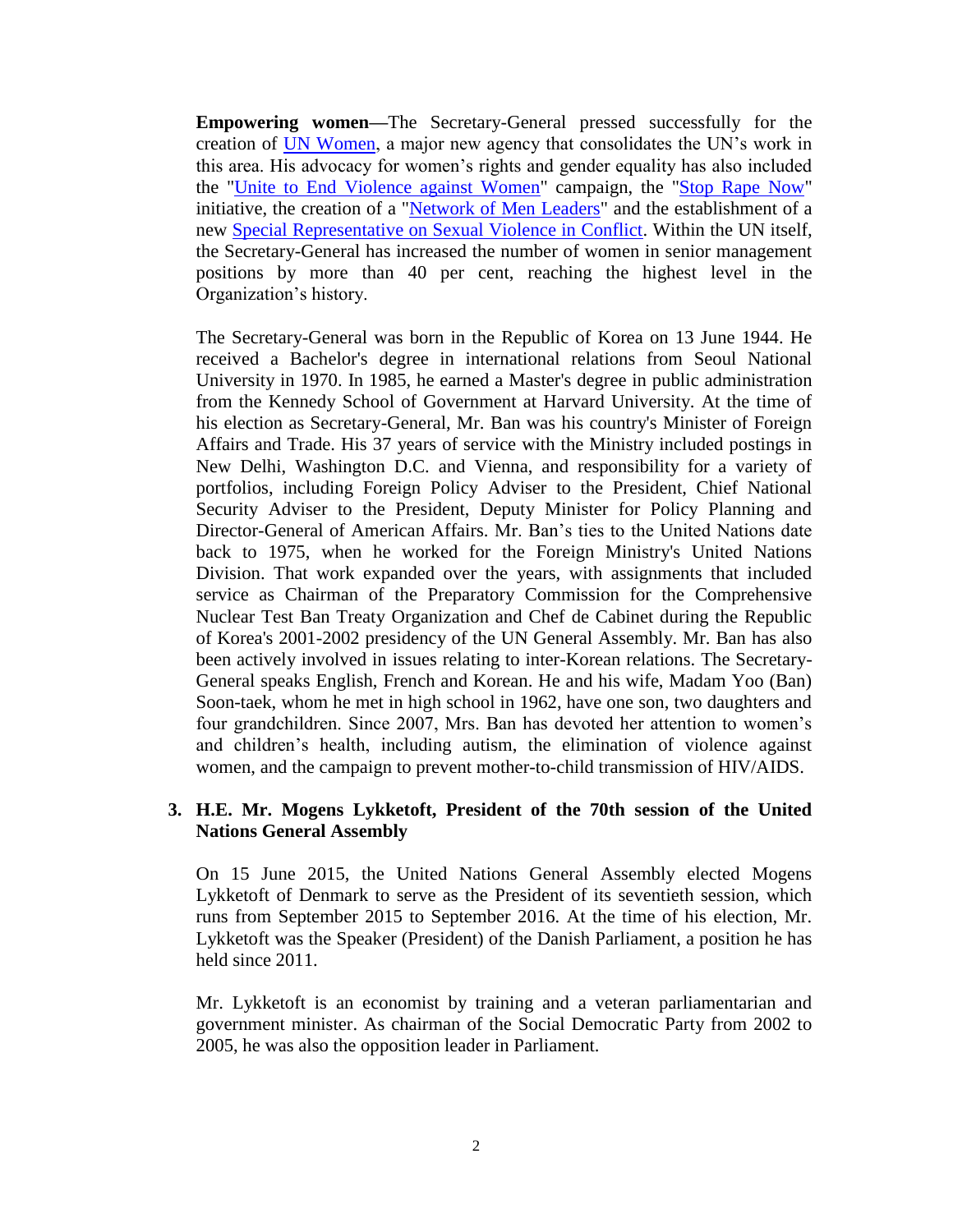**Empowering women**—The Secretary-General pressed successfully for the creation of UN Women, a major new agency that consolidates the UN's work in this area. His advocacy for women's rights and gender equality has also included the "Unite to End Violence against Women" campaign, the "Stop Rape Now" initiative, the creation of a "Network of Men Leaders" and the establishment of a new Special Representative on Sexual Violence in Conflict. Within the UN itself, the Secretary-General has increased the number of women in senior management positions by more than 40 per cent, reaching the highest level in the Organization's history.

The Secretary-General was born in the Republic of Korea on 13 June 1944. He received a Bachelor's degree in international relations from Seoul National University in 1970. In 1985, he earned a Master's degree in public administration from the Kennedy School of Government at Harvard University. At the time of his election as Secretary-General, Mr. Ban was his country's Minister of Foreign Affairs and Trade. His 37 years of service with the Ministry included postings in New Delhi, Washington D.C. and Vienna, and responsibility for a variety of portfolios, including Foreign Policy Adviser to the President, Chief National Security Adviser to the President, Deputy Minister for Policy Planning and Director-General of American Affairs. Mr. Ban's ties to the United Nations date back to 1975, when he worked for the Foreign Ministry's United Nations Division. That work expanded over the years, with assignments that included service as Chairman of the Preparatory Commission for the Comprehensive Nuclear Test Ban Treaty Organization and Chef de Cabinet during the Republic of Korea's 2001-2002 presidency of the UN General Assembly. Mr. Ban has also been actively involved in issues relating to inter-Korean relations. The Secretary-General speaks English, French and Korean. He and his wife, Madam Yoo (Ban) Soon-taek, whom he met in high school in 1962, have one son, two daughters and four grandchildren. Since 2007, Mrs. Ban has devoted her attention to women's and children's health, including autism, the elimination of violence against women, and the campaign to prevent mother-to-child transmission of HIV/AIDS.

### 3. H.E. Mr. Mogens Lykketoft, President of the 70th session of the United Nations General Assembly

On 15 June 2015, the United Nations General Assembly elected Mogens Lykketoft of Denmark to serve as the President of its seventieth session, which runs from September 2015 to September 2016. At the time of his election, Mr. Lykketoft was the Speaker (President) of the Danish Parliament, a position he has held since 2011.

Mr. Lykketoft is an economist by training and a veteran parliamentarian and government minister. As chairman of the Social Democratic Party from 2002 to 2005, he was also the opposition leader in Parliament.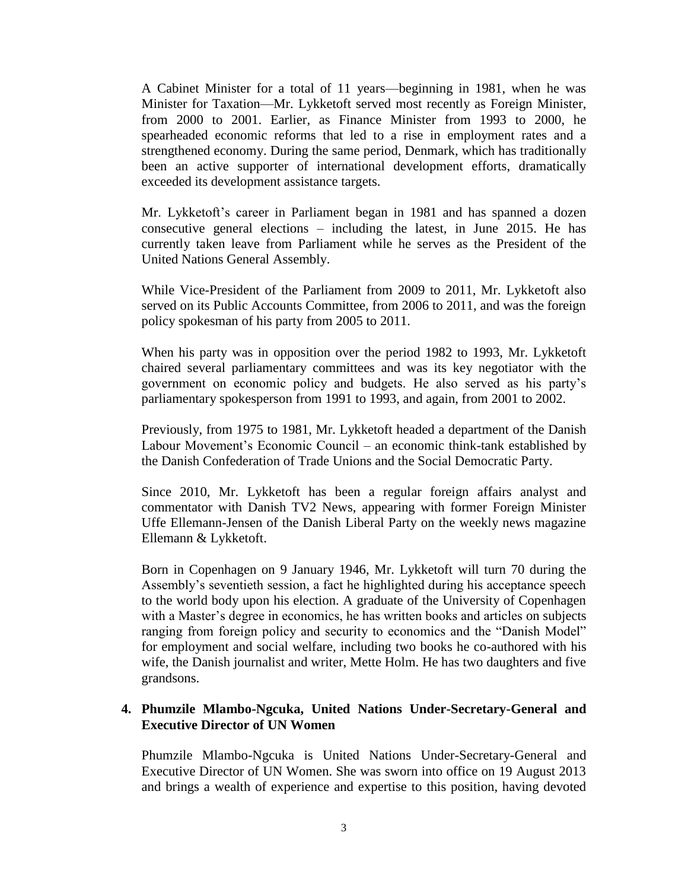A Cabinet Minister for a total of 11 years—beginning in 1981, when he was Minister for Taxation—Mr. Lykketoft served most recently as Foreign Minister, from 2000 to 2001. Earlier, as Finance Minister from 1993 to 2000, he spearheaded economic reforms that led to a rise in employment rates and a strengthened economy. During the same period, Denmark, which has traditionally been an active supporter of international development efforts, dramatically exceeded its development assistance targets.

Mr. Lykketoft's career in Parliament began in 1981 and has spanned a dozen consecutive general elections – including the latest, in June 2015. He has currently taken leave from Parliament while he serves as the President of the United Nations General Assembly.

While Vice-President of the Parliament from 2009 to 2011, Mr. Lykketoft also served on its Public Accounts Committee, from 2006 to 2011, and was the foreign policy spokesman of his party from 2005 to 2011.

When his party was in opposition over the period 1982 to 1993, Mr. Lykketoft chaired several parliamentary committees and was its key negotiator with the government on economic policy and budgets. He also served as his party's parliamentary spokesperson from 1991 to 1993, and again, from 2001 to 2002.

Previously, from 1975 to 1981, Mr. Lykketoft headed a department of the Danish Labour Movement's Economic Council – an economic think-tank established by the Danish Confederation of Trade Unions and the Social Democratic Party.

Since 2010, Mr. Lykketoft has been a regular foreign affairs analyst and commentator with Danish TV2 News, appearing with former Foreign Minister Uffe Ellemann-Jensen of the Danish Liberal Party on the weekly news magazine Ellemann & Lykketoft.

Born in Copenhagen on 9 January 1946, Mr. Lykketoft will turn 70 during the Assembly's seventieth session, a fact he highlighted during his acceptance speech to the world body upon his election. A graduate of the University of Copenhagen with a Master's degree in economics, he has written books and articles on subjects ranging from foreign policy and security to economics and the "Danish Model" for employment and social welfare, including two books he co-authored with his wife, the Danish journalist and writer, Mette Holm. He has two daughters and five grandsons.

**4. Phumzile Mlambo-Ngcuka, United Nations Under-Secretary-General and Executive Director of UN Women**

Phumzile Mlambo-Ngcuka is United Nations Under-Secretary-General and Executive Director of UN Women. She was sworn into office on 19 August 2013 and brings a wealth of experience and expertise to this position, having devoted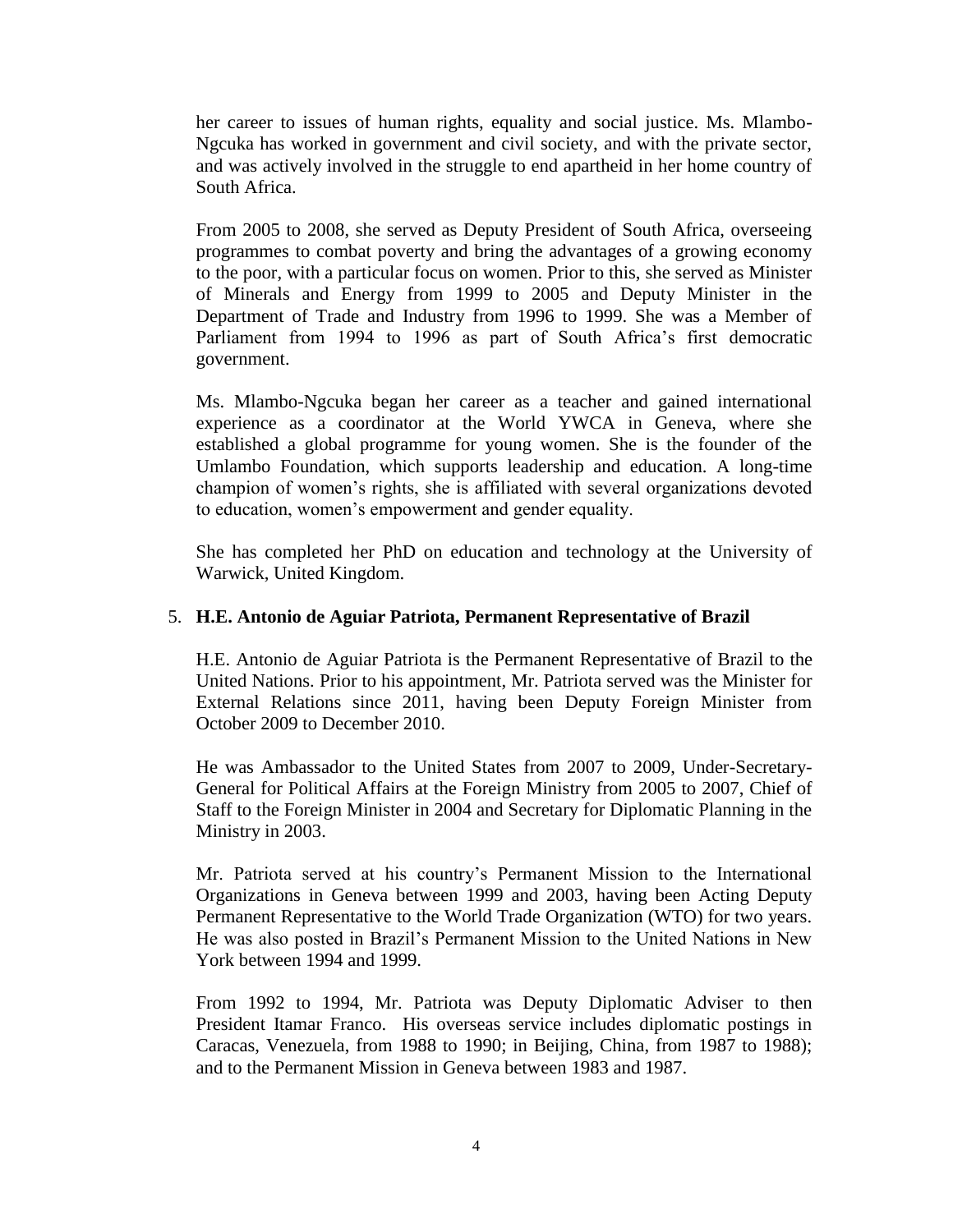her career to issues of human rights, equality and social justice. Ms. Mlambo-Ngcuka has worked in government and civil society, and with the private sector, and was actively involved in the struggle to end apartheid in her home country of South Africa.

From 2005 to 2008, she served as Deputy President of South Africa, overseeing programmes to combat poverty and bring the advantages of a growing economy to the poor, with a particular focus on women. Prior to this, she served as Minister of Minerals and Energy from 1999 to 2005 and Deputy Minister in the Department of Trade and Industry from 1996 to 1999. She was a Member of Parliament from 1994 to 1996 as part of South Africa's first democratic government.

Ms. Mlambo-Ngcuka began her career as a teacher and gained international experience as a coordinator at the World YWCA in Geneva, where she established a global programme for young women. She is the founder of the Umlambo Foundation, which supports leadership and education. A long-time champion of women's rights, she is affiliated with several organizations devoted to education, women's empowerment and gender equality.

She has completed her PhD on education and technology at the University of Warwick, United Kingdom.

5. **H.E. Antonio de Aguiar Patriota, Permanent Representative of Brazil**

   H.E. Antonio de Aguiar Patriota is the Permanent Representative of Brazil to the United Nations. Prior to his appointment, Mr. Patriota served was the Minister for External Relations since 2011, having been Deputy Foreign Minister from October 2009 to December 2010.

   He was Ambassador to the United States from 2007 to 2009, Under-Secretary-General for Political Affairs at the Foreign Ministry from 2005 to 2007, Chief of Staff to the Foreign Minister in 2004 and Secretary for Diplomatic Planning in the Ministry in 2003.

   Mr. Patriota served at his country's Permanent Mission to the International Organizations in Geneva between 1999 and 2003, having been Acting Deputy Permanent Representative to the World Trade Organization (WTO) for two years. He was also posted in Brazil's Permanent Mission to the United Nations in New York between 1994 and 1999.

   From 1992 to 1994, Mr. Patriota was Deputy Diplomatic Adviser to then President Itamar Franco. His overseas service includes diplomatic postings in Caracas, Venezuela, from 1988 to 1990; in Beijing, China, from 1987 to 1988); and to the Permanent Mission in Geneva between 1983 and 1987.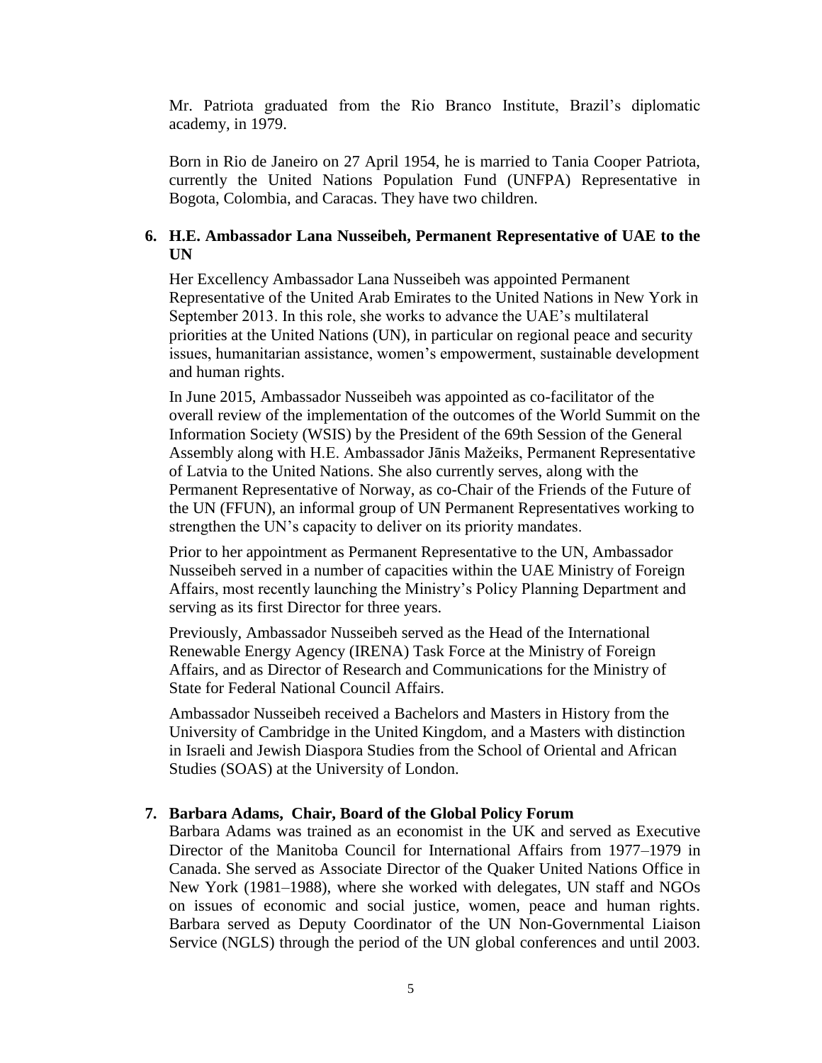Mr. Patriota graduated from the Rio Branco Institute, Brazil's diplomatic academy, in 1979.

Born in Rio de Janeiro on 27 April 1954, he is married to Tania Cooper Patriota, currently the United Nations Population Fund (UNFPA) Representative in Bogota, Colombia, and Caracas. They have two children.

6. **H.E. Ambassador Lana Nusseibeh, Permanent Representative of UAE to the UN**

Her Excellency Ambassador Lana Nusseibeh was appointed Permanent Representative of the United Arab Emirates to the United Nations in New York in September 2013. In this role, she works to advance the UAE's multilateral priorities at the United Nations (UN), in particular on regional peace and security issues, humanitarian assistance, women's empowerment, sustainable development and human rights.

In June 2015, Ambassador Nusseibeh was appointed as co-facilitator of the overall review of the implementation of the outcomes of the World Summit on the Information Society (WSIS) by the President of the 69th Session of the General Assembly along with H.E. Ambassador Jānis Mažeiks, Permanent Representative of Latvia to the United Nations. She also currently serves, along with the Permanent Representative of Norway, as co-Chair of the Friends of the Future of the UN (FFUN), an informal group of UN Permanent Representatives working to strengthen the UN's capacity to deliver on its priority mandates.

Prior to her appointment as Permanent Representative to the UN, Ambassador Nusseibeh served in a number of capacities within the UAE Ministry of Foreign Affairs, most recently launching the Ministry's Policy Planning Department and serving as its first Director for three years.

Previously, Ambassador Nusseibeh served as the Head of the International Renewable Energy Agency (IRENA) Task Force at the Ministry of Foreign Affairs, and as Director of Research and Communications for the Ministry of State for Federal National Council Affairs.

Ambassador Nusseibeh received a Bachelors and Masters in History from the University of Cambridge in the United Kingdom, and a Masters with distinction in Israeli and Jewish Diaspora Studies from the School of Oriental and African Studies (SOAS) at the University of London.

7. **Barbara Adams, Chair, Board of the Global Policy Forum**

Barbara Adams was trained as an economist in the UK and served as Executive Director of the Manitoba Council for International Affairs from 1977–1979 in Canada. She served as Associate Director of the Quaker United Nations Office in New York (1981–1988), where she worked with delegates, UN staff and NGOs on issues of economic and social justice, women, peace and human rights. Barbara served as Deputy Coordinator of the UN Non-Governmental Liaison Service (NGLS) through the period of the UN global conferences and until 2003.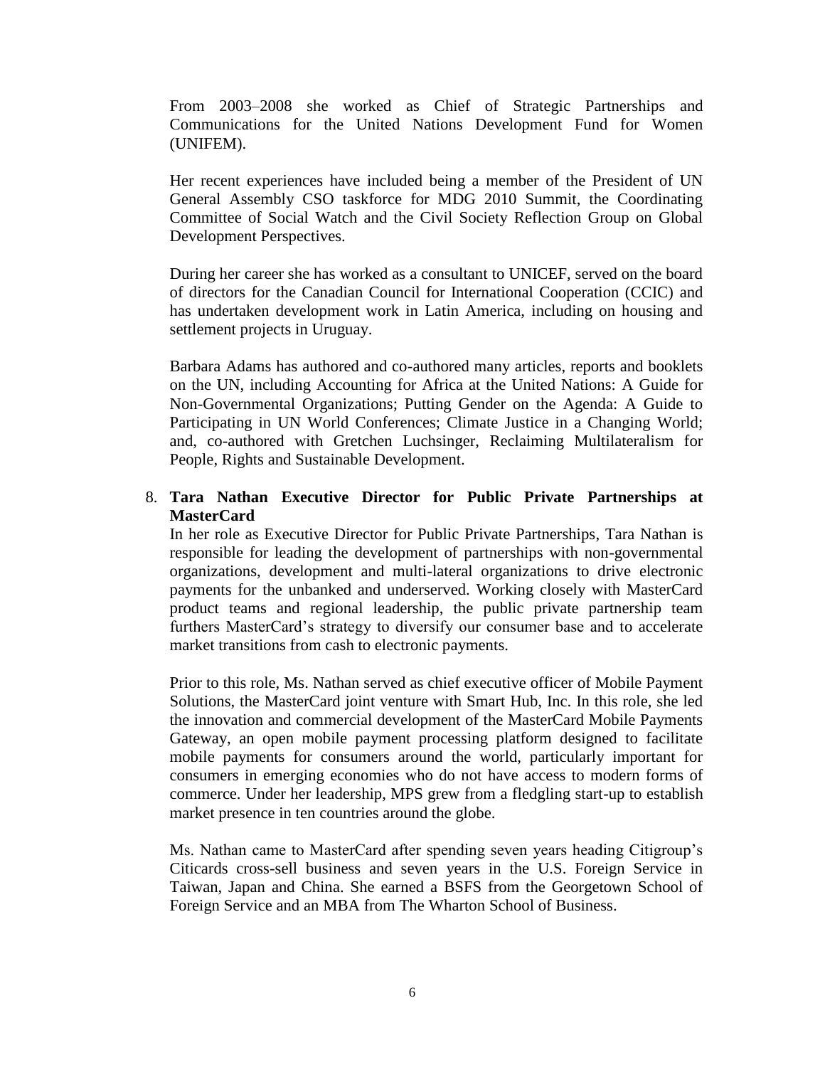From 2003–2008 she worked as Chief of Strategic Partnerships and Communications for the United Nations Development Fund for Women (UNIFEM).

Her recent experiences have included being a member of the President of UN General Assembly CSO taskforce for MDG 2010 Summit, the Coordinating Committee of Social Watch and the Civil Society Reflection Group on Global Development Perspectives.

During her career she has worked as a consultant to UNICEF, served on the board of directors for the Canadian Council for International Cooperation (CCIC) and has undertaken development work in Latin America, including on housing and settlement projects in Uruguay.

Barbara Adams has authored and co-authored many articles, reports and booklets on the UN, including Accounting for Africa at the United Nations: A Guide for Non-Governmental Organizations; Putting Gender on the Agenda: A Guide to Participating in UN World Conferences; Climate Justice in a Changing World; and, co-authored with Gretchen Luchsinger, Reclaiming Multilateralism for People, Rights and Sustainable Development.

8. **Tara Nathan Executive Director for Public Private Partnerships at MasterCard**

   In her role as Executive Director for Public Private Partnerships, Tara Nathan is responsible for leading the development of partnerships with non-governmental organizations, development and multi-lateral organizations to drive electronic payments for the unbanked and underserved. Working closely with MasterCard product teams and regional leadership, the public private partnership team furthers MasterCard's strategy to diversify our consumer base and to accelerate market transitions from cash to electronic payments.

   Prior to this role, Ms. Nathan served as chief executive officer of Mobile Payment Solutions, the MasterCard joint venture with Smart Hub, Inc. In this role, she led the innovation and commercial development of the MasterCard Mobile Payments Gateway, an open mobile payment processing platform designed to facilitate mobile payments for consumers around the world, particularly important for consumers in emerging economies who do not have access to modern forms of commerce. Under her leadership, MPS grew from a fledgling start-up to establish market presence in ten countries around the globe.

   Ms. Nathan came to MasterCard after spending seven years heading Citigroup's Citicards cross-sell business and seven years in the U.S. Foreign Service in Taiwan, Japan and China. She earned a BSFS from the Georgetown School of Foreign Service and an MBA from The Wharton School of Business.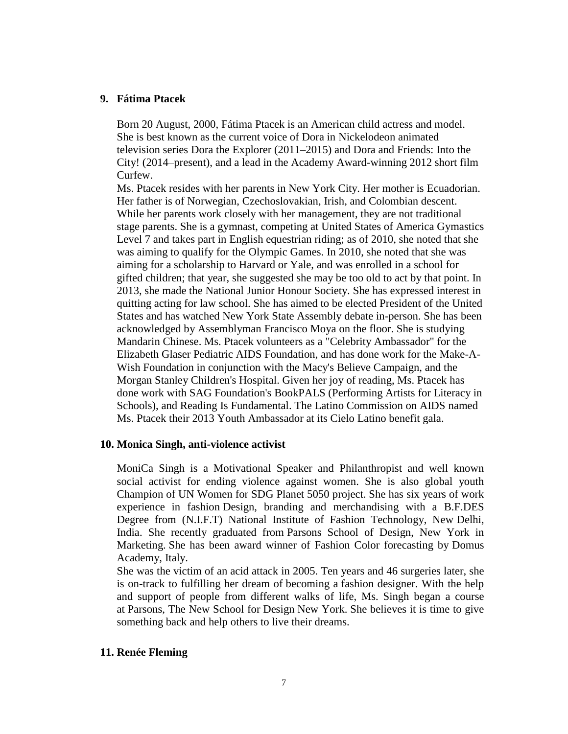## 9. Fátima Ptacek

Born 20 August, 2000, Fátima Ptacek is an American child actress and model. She is best known as the current voice of Dora in Nickelodeon animated television series Dora the Explorer (2011–2015) and Dora and Friends: Into the City! (2014–present), and a lead in the Academy Award-winning 2012 short film Curfew.

Ms. Ptacek resides with her parents in New York City. Her mother is Ecuadorian. Her father is of Norwegian, Czechoslovakian, Irish, and Colombian descent. While her parents work closely with her management, they are not traditional stage parents. She is a gymnast, competing at United States of America Gymastics Level 7 and takes part in English equestrian riding; as of 2010, she noted that she was aiming to qualify for the Olympic Games. In 2010, she noted that she was aiming for a scholarship to Harvard or Yale, and was enrolled in a school for gifted children; that year, she suggested she may be too old to act by that point. In 2013, she made the National Junior Honour Society. She has expressed interest in quitting acting for law school. She has aimed to be elected President of the United States and has watched New York State Assembly debate in-person. She has been acknowledged by Assemblyman Francisco Moya on the floor. She is studying Mandarin Chinese. Ms. Ptacek volunteers as a "Celebrity Ambassador" for the Elizabeth Glaser Pediatric AIDS Foundation, and has done work for the Make-A-Wish Foundation in conjunction with the Macy's Believe Campaign, and the Morgan Stanley Children's Hospital. Given her joy of reading, Ms. Ptacek has done work with SAG Foundation's BookPALS (Performing Artists for Literacy in Schools), and Reading Is Fundamental. The Latino Commission on AIDS named Ms. Ptacek their 2013 Youth Ambassador at its Cielo Latino benefit gala.

## 10. Monica Singh, anti-violence activist

MoniCa Singh is a Motivational Speaker and Philanthropist and well known social activist for ending violence against women. She is also global youth Champion of UN Women for SDG Planet 5050 project. She has six years of work experience in fashion Design, branding and merchandising with a B.F.DES Degree from (N.I.F.T) National Institute of Fashion Technology, New Delhi, India. She recently graduated from Parsons School of Design, New York in Marketing. She has been award winner of Fashion Color forecasting by Domus Academy, Italy.

She was the victim of an acid attack in 2005. Ten years and 46 surgeries later, she is on-track to fulfilling her dream of becoming a fashion designer. With the help and support of people from different walks of life, Ms. Singh began a course at Parsons, The New School for Design New York. She believes it is time to give something back and help others to live their dreams.

## 11. Renée Fleming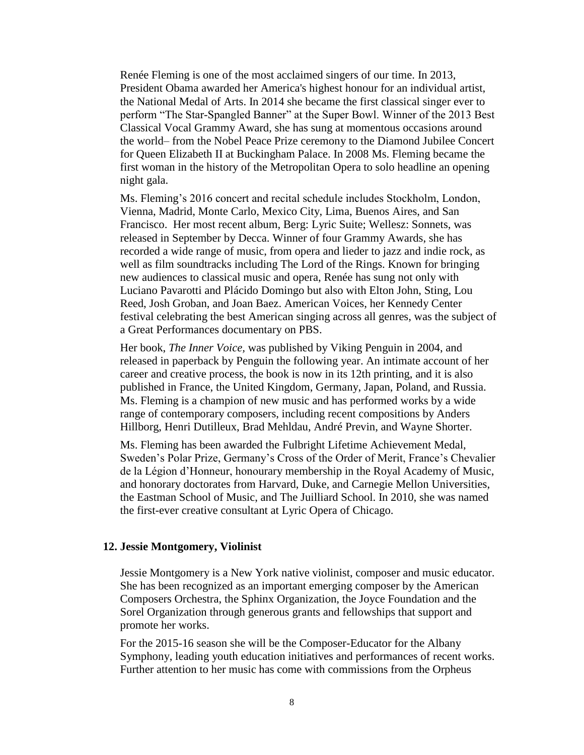Renée Fleming is one of the most acclaimed singers of our time. In 2013, President Obama awarded her America's highest honour for an individual artist, the National Medal of Arts. In 2014 she became the first classical singer ever to perform "The Star-Spangled Banner" at the Super Bowl. Winner of the 2013 Best Classical Vocal Grammy Award, she has sung at momentous occasions around the world– from the Nobel Peace Prize ceremony to the Diamond Jubilee Concert for Queen Elizabeth II at Buckingham Palace. In 2008 Ms. Fleming became the first woman in the history of the Metropolitan Opera to solo headline an opening night gala.

Ms. Fleming's 2016 concert and recital schedule includes Stockholm, London, Vienna, Madrid, Monte Carlo, Mexico City, Lima, Buenos Aires, and San Francisco. Her most recent album, Berg: Lyric Suite; Wellesz: Sonnets, was released in September by Decca. Winner of four Grammy Awards, she has recorded a wide range of music, from opera and lieder to jazz and indie rock, as well as film soundtracks including The Lord of the Rings. Known for bringing new audiences to classical music and opera, Renée has sung not only with Luciano Pavarotti and Plácido Domingo but also with Elton John, Sting, Lou Reed, Josh Groban, and Joan Baez. American Voices, her Kennedy Center festival celebrating the best American singing across all genres, was the subject of a Great Performances documentary on PBS.

Her book, *The Inner Voice,* was published by Viking Penguin in 2004, and released in paperback by Penguin the following year. An intimate account of her career and creative process, the book is now in its 12th printing, and it is also published in France, the United Kingdom, Germany, Japan, Poland, and Russia. Ms. Fleming is a champion of new music and has performed works by a wide range of contemporary composers, including recent compositions by Anders Hillborg, Henri Dutilleux, Brad Mehldau, André Previn, and Wayne Shorter.

Ms. Fleming has been awarded the Fulbright Lifetime Achievement Medal, Sweden's Polar Prize, Germany's Cross of the Order of Merit, France's Chevalier de la Légion d'Honneur, honourary membership in the Royal Academy of Music, and honorary doctorates from Harvard, Duke, and Carnegie Mellon Universities, the Eastman School of Music, and The Juilliard School. In 2010, she was named the first-ever creative consultant at Lyric Opera of Chicago.

### 12. Jessie Montgomery, Violinist

Jessie Montgomery is a New York native violinist, composer and music educator. She has been recognized as an important emerging composer by the American Composers Orchestra, the Sphinx Organization, the Joyce Foundation and the Sorel Organization through generous grants and fellowships that support and promote her works.

For the 2015-16 season she will be the Composer-Educator for the Albany Symphony, leading youth education initiatives and performances of recent works. Further attention to her music has come with commissions from the Orpheus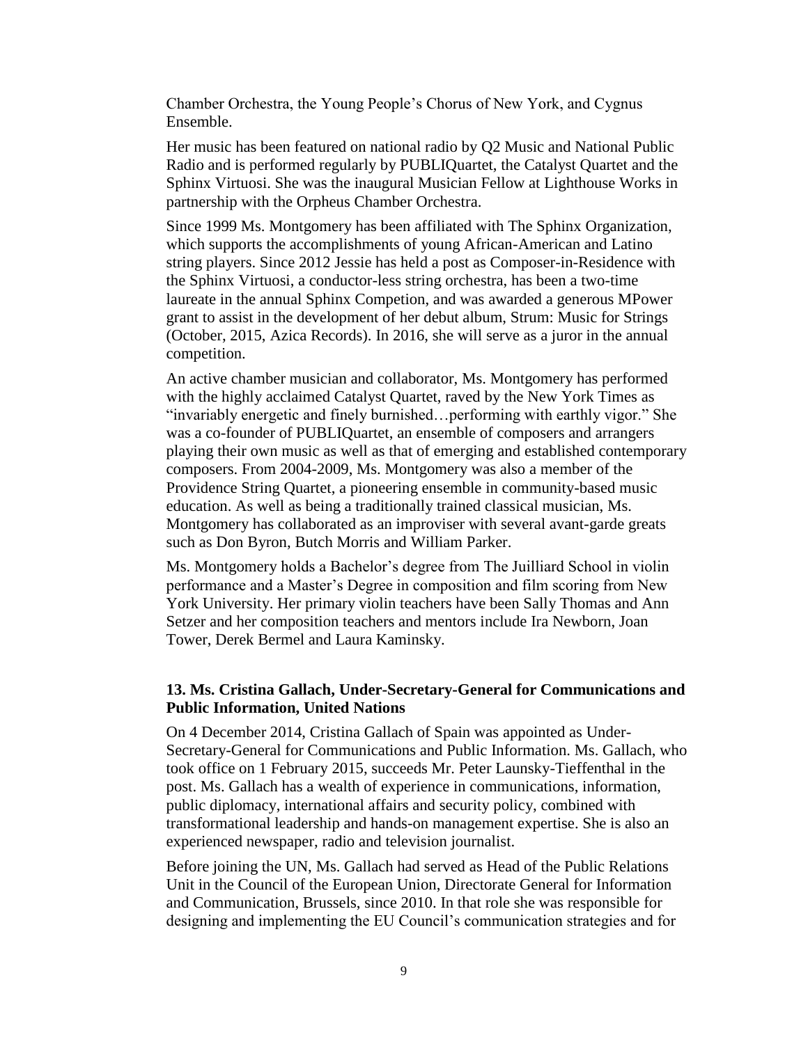Chamber Orchestra, the Young People's Chorus of New York, and Cygnus Ensemble.

Her music has been featured on national radio by Q2 Music and National Public Radio and is performed regularly by PUBLIQuartet, the Catalyst Quartet and the Sphinx Virtuosi. She was the inaugural Musician Fellow at Lighthouse Works in partnership with the Orpheus Chamber Orchestra.

Since 1999 Ms. Montgomery has been affiliated with The Sphinx Organization, which supports the accomplishments of young African-American and Latino string players. Since 2012 Jessie has held a post as Composer-in-Residence with the Sphinx Virtuosi, a conductor-less string orchestra, has been a two-time laureate in the annual Sphinx Competion, and was awarded a generous MPower grant to assist in the development of her debut album, Strum: Music for Strings (October, 2015, Azica Records). In 2016, she will serve as a juror in the annual competition.

An active chamber musician and collaborator, Ms. Montgomery has performed with the highly acclaimed Catalyst Quartet, raved by the New York Times as "invariably energetic and finely burnished…performing with earthly vigor." She was a co-founder of PUBLIQuartet, an ensemble of composers and arrangers playing their own music as well as that of emerging and established contemporary composers. From 2004-2009, Ms. Montgomery was also a member of the Providence String Quartet, a pioneering ensemble in community-based music education. As well as being a traditionally trained classical musician, Ms. Montgomery has collaborated as an improviser with several avant-garde greats such as Don Byron, Butch Morris and William Parker.

Ms. Montgomery holds a Bachelor's degree from The Juilliard School in violin performance and a Master's Degree in composition and film scoring from New York University. Her primary violin teachers have been Sally Thomas and Ann Setzer and her composition teachers and mentors include Ira Newborn, Joan Tower, Derek Bermel and Laura Kaminsky.

### 13. Ms. Cristina Gallach, Under-Secretary-General for Communications and Public Information, United Nations

On 4 December 2014, Cristina Gallach of Spain was appointed as Under-Secretary-General for Communications and Public Information. Ms. Gallach, who took office on 1 February 2015, succeeds Mr. Peter Launsky-Tieffenthal in the post. Ms. Gallach has a wealth of experience in communications, information, public diplomacy, international affairs and security policy, combined with transformational leadership and hands-on management expertise. She is also an experienced newspaper, radio and television journalist.

Before joining the UN, Ms. Gallach had served as Head of the Public Relations Unit in the Council of the European Union, Directorate General for Information and Communication, Brussels, since 2010. In that role she was responsible for designing and implementing the EU Council's communication strategies and for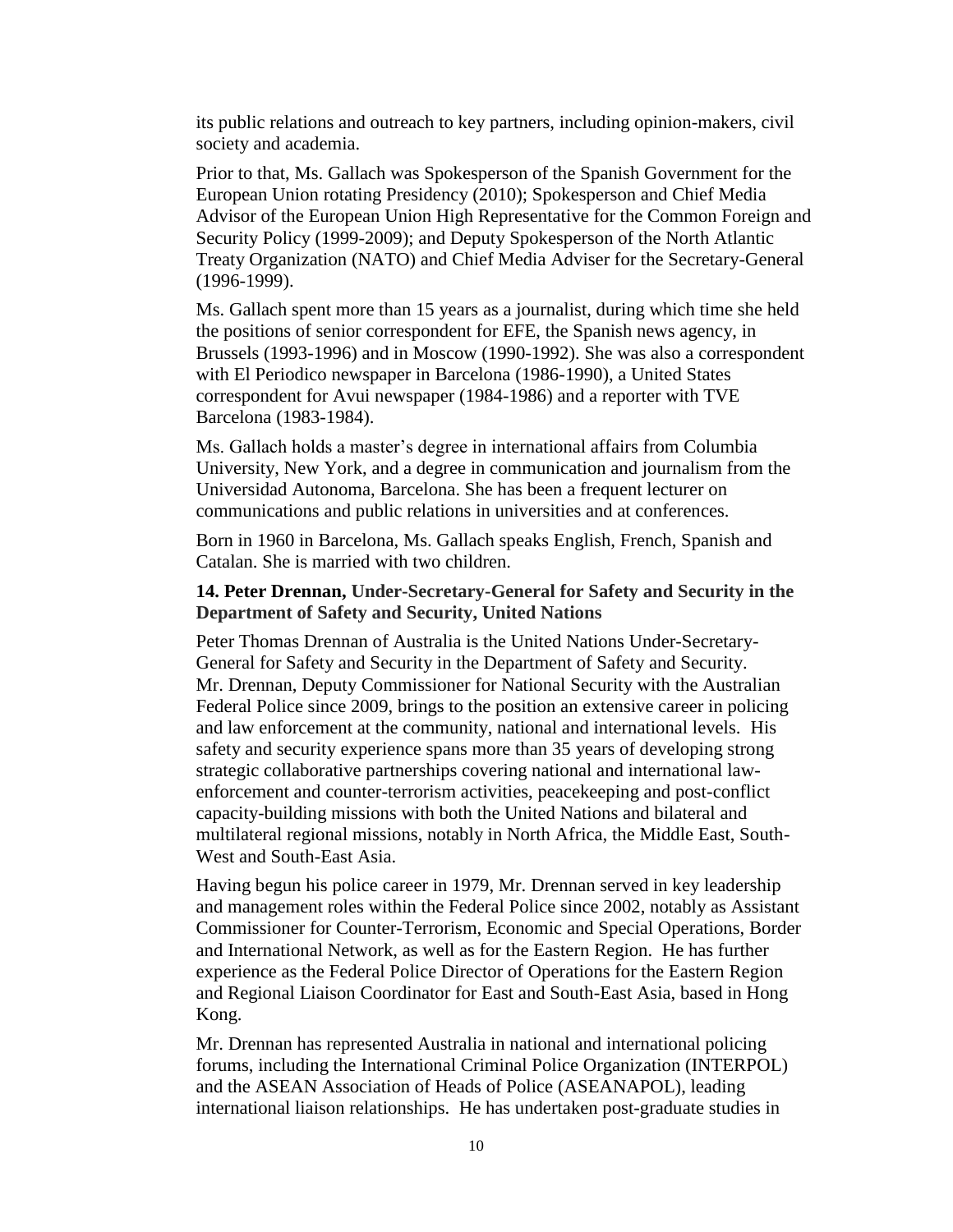its public relations and outreach to key partners, including opinion-makers, civil society and academia.

Prior to that, Ms. Gallach was Spokesperson of the Spanish Government for the European Union rotating Presidency (2010); Spokesperson and Chief Media Advisor of the European Union High Representative for the Common Foreign and Security Policy (1999-2009); and Deputy Spokesperson of the North Atlantic Treaty Organization (NATO) and Chief Media Adviser for the Secretary-General (1996-1999).

Ms. Gallach spent more than 15 years as a journalist, during which time she held the positions of senior correspondent for EFE, the Spanish news agency, in Brussels (1993-1996) and in Moscow (1990-1992). She was also a correspondent with El Periodico newspaper in Barcelona (1986-1990), a United States correspondent for Avui newspaper (1984-1986) and a reporter with TVE Barcelona (1983-1984).

Ms. Gallach holds a master's degree in international affairs from Columbia University, New York, and a degree in communication and journalism from the Universidad Autonoma, Barcelona. She has been a frequent lecturer on communications and public relations in universities and at conferences.

Born in 1960 in Barcelona, Ms. Gallach speaks English, French, Spanish and Catalan. She is married with two children.

**14. Peter Drennan, Under-Secretary-General for Safety and Security in the Department of Safety and Security, United Nations**

Peter Thomas Drennan of Australia is the United Nations Under-Secretary-General for Safety and Security in the Department of Safety and Security. Mr. Drennan, Deputy Commissioner for National Security with the Australian Federal Police since 2009, brings to the position an extensive career in policing and law enforcement at the community, national and international levels. His safety and security experience spans more than 35 years of developing strong strategic collaborative partnerships covering national and international law-enforcement and counter-terrorism activities, peacekeeping and post-conflict capacity-building missions with both the United Nations and bilateral and multilateral regional missions, notably in North Africa, the Middle East, South-West and South-East Asia.

Having begun his police career in 1979, Mr. Drennan served in key leadership and management roles within the Federal Police since 2002, notably as Assistant Commissioner for Counter-Terrorism, Economic and Special Operations, Border and International Network, as well as for the Eastern Region. He has further experience as the Federal Police Director of Operations for the Eastern Region and Regional Liaison Coordinator for East and South-East Asia, based in Hong Kong.

Mr. Drennan has represented Australia in national and international policing forums, including the International Criminal Police Organization (INTERPOL) and the ASEAN Association of Heads of Police (ASEANAPOL), leading international liaison relationships. He has undertaken post-graduate studies in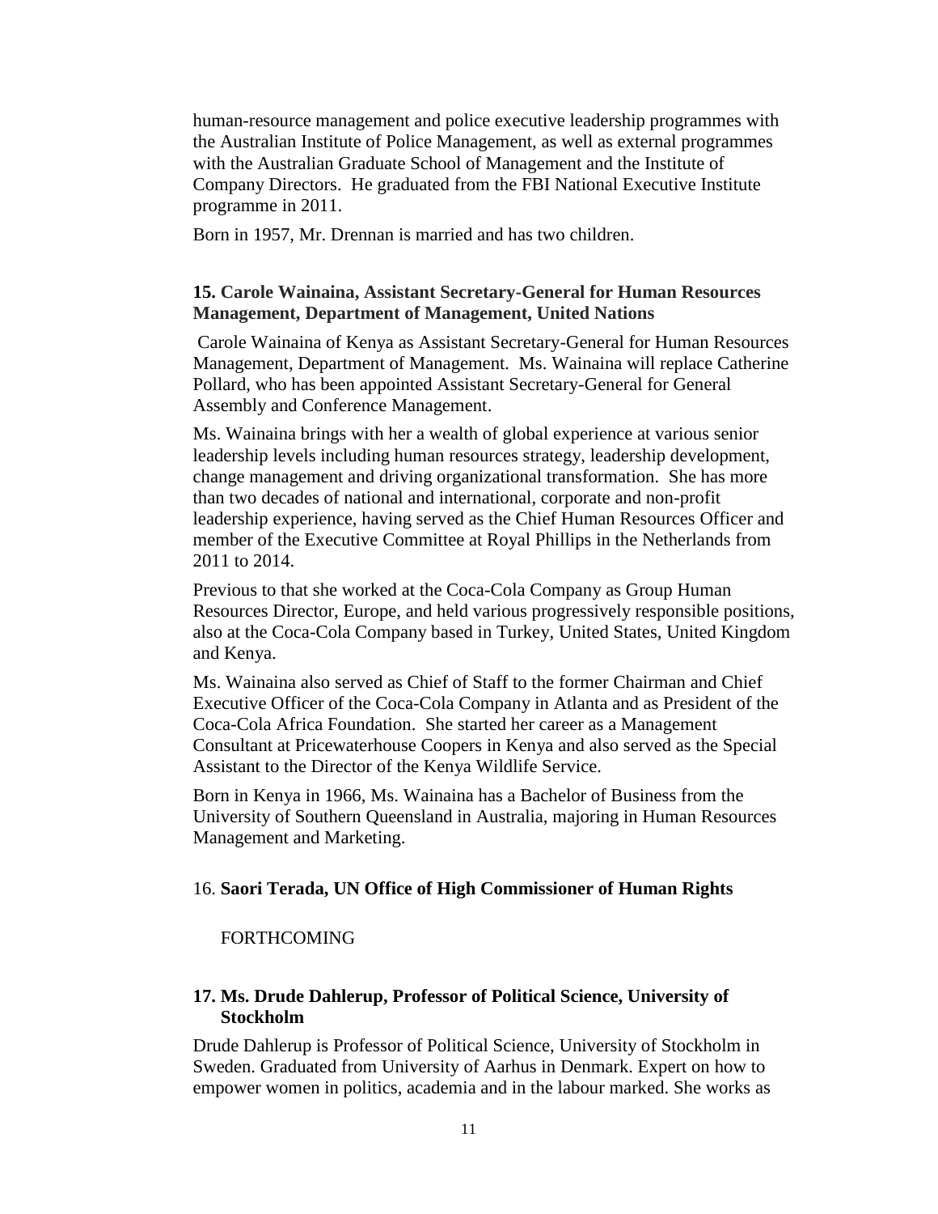human-resource management and police executive leadership programmes with the Australian Institute of Police Management, as well as external programmes with the Australian Graduate School of Management and the Institute of Company Directors. He graduated from the FBI National Executive Institute programme in 2011.

Born in 1957, Mr. Drennan is married and has two children.

**15. Carole Wainaina, Assistant Secretary-General for Human Resources Management, Department of Management, United Nations**

Carole Wainaina of Kenya as Assistant Secretary-General for Human Resources Management, Department of Management. Ms. Wainaina will replace Catherine Pollard, who has been appointed Assistant Secretary-General for General Assembly and Conference Management.

Ms. Wainaina brings with her a wealth of global experience at various senior leadership levels including human resources strategy, leadership development, change management and driving organizational transformation. She has more than two decades of national and international, corporate and non-profit leadership experience, having served as the Chief Human Resources Officer and member of the Executive Committee at Royal Phillips in the Netherlands from 2011 to 2014.

Previous to that she worked at the Coca-Cola Company as Group Human Resources Director, Europe, and held various progressively responsible positions, also at the Coca-Cola Company based in Turkey, United States, United Kingdom and Kenya.

Ms. Wainaina also served as Chief of Staff to the former Chairman and Chief Executive Officer of the Coca-Cola Company in Atlanta and as President of the Coca-Cola Africa Foundation. She started her career as a Management Consultant at Pricewaterhouse Coopers in Kenya and also served as the Special Assistant to the Director of the Kenya Wildlife Service.

Born in Kenya in 1966, Ms. Wainaina has a Bachelor of Business from the University of Southern Queensland in Australia, majoring in Human Resources Management and Marketing.

16. **Saori Terada, UN Office of High Commissioner of Human Rights**

FORTHCOMING

**17. Ms. Drude Dahlerup, Professor of Political Science, University of Stockholm**

Drude Dahlerup is Professor of Political Science, University of Stockholm in Sweden. Graduated from University of Aarhus in Denmark. Expert on how to empower women in politics, academia and in the labour marked. She works as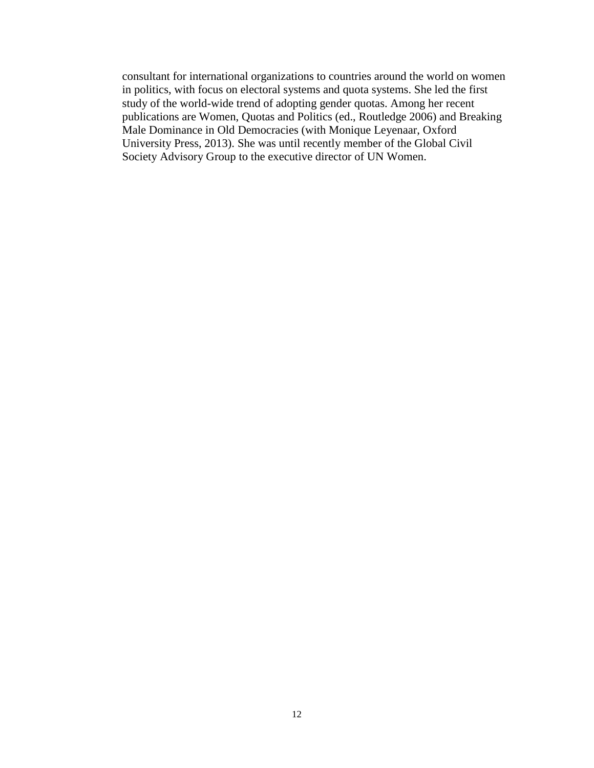consultant for international organizations to countries around the world on women in politics, with focus on electoral systems and quota systems. She led the first study of the world-wide trend of adopting gender quotas. Among her recent publications are Women, Quotas and Politics (ed., Routledge 2006) and Breaking Male Dominance in Old Democracies (with Monique Leyenaar, Oxford University Press, 2013). She was until recently member of the Global Civil Society Advisory Group to the executive director of UN Women.